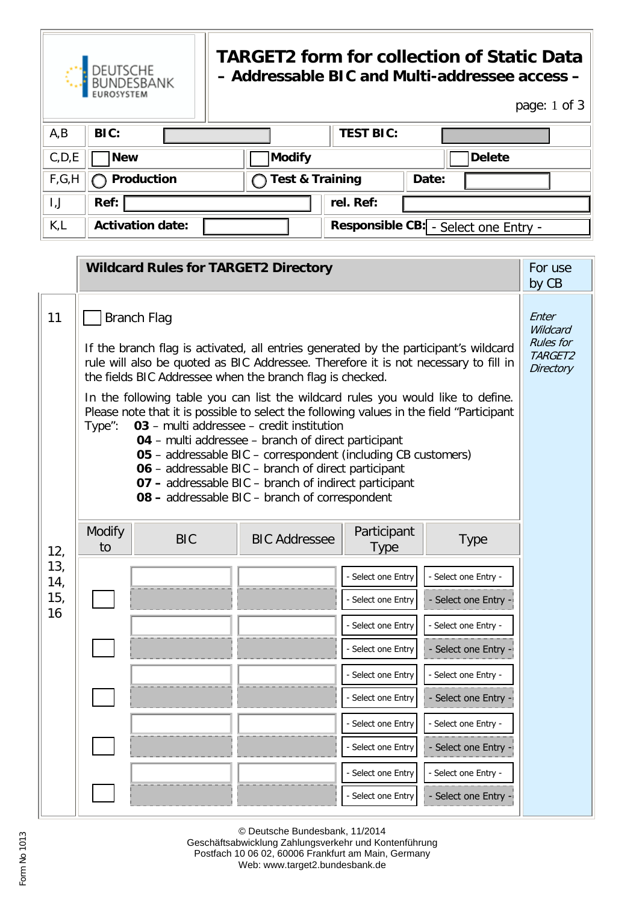DEUTSCHE BUNDESBANK
EUROSYSTEM

# TARGET2 form for collection of Static Data – Addressable BIC and Multi-addressee access –

| | | | | |
|---|---|---|---|---|
| A,B | **BIC:** | | **TEST BIC:** | |
| C,D,E | ☐ **New** | ☐ **Modify** | | ☐ **Delete** |
| F,G,H | ◯ **Production** | ◯ **Test & Training** | **Date:** | |
| I,J | **Ref:** | | **rel. Ref:** | |
| K,L | **Activation date:** | | **Responsible CB:** | - Select one Entry - |

## Wildcard Rules for TARGET2 Directory

For use by CB

*Enter Wildcard Rules for TARGET2 Directory*

**11**

☐ Branch Flag

If the branch flag is activated, all entries generated by the participant's wildcard rule will also be quoted as BIC Addressee. Therefore it is not necessary to fill in the fields BIC Addressee when the branch flag is checked.

In the following table you can list the wildcard rules you would like to define. Please note that it is possible to select the following values in the field "Participant Type":

- **03** – multi addressee – credit institution
- **04** – multi addressee – branch of direct participant
- **05** – addressable BIC – correspondent (including CB customers)
- **06** – addressable BIC – branch of direct participant
- **07 –** addressable BIC – branch of indirect participant
- **08 –** addressable BIC – branch of correspondent

**12, 13, 14, 15, 16**

| Modify to | BIC | BIC Addressee | Participant Type | Type |
|---|---|---|---|---|
| | | | - Select one Entry | - Select one Entry - |
| ☐ | | | - Select one Entry | - Select one Entry - |
| | | | - Select one Entry | - Select one Entry - |
| ☐ | | | - Select one Entry | - Select one Entry - |
| | | | - Select one Entry | - Select one Entry - |
| ☐ | | | - Select one Entry | - Select one Entry - |
| | | | - Select one Entry | - Select one Entry - |
| ☐ | | | - Select one Entry | - Select one Entry - |
| | | | - Select one Entry | - Select one Entry - |
| ☐ | | | - Select one Entry | - Select one Entry - |

© Deutsche Bundesbank, 11/2014
Geschäftsabwicklung Zahlungsverkehr und Kontenführung
Postfach 10 06 02, 60006 Frankfurt am Main, Germany
Web: www.target2.bundesbank.de

Form No 1013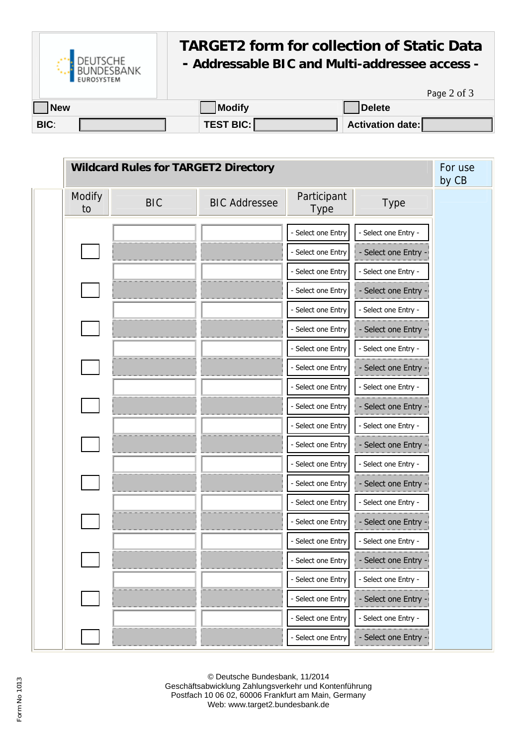# TARGET2 form for collection of Static Data

## - Addressable BIC and Multi-addressee access -

| ☐ New | ☐ Modify | ☐ Delete |
|---|---|---|
| BIC: | TEST BIC: | Activation date: |

## Wildcard Rules for TARGET2 Directory

| Modify to | BIC | BIC Addressee | Participant Type | Type | For use by CB |
|---|---|---|---|---|---|
| | | | - Select one Entry | - Select one Entry - | |
| ☐ | | | - Select one Entry | - Select one Entry - | |
| | | | - Select one Entry | - Select one Entry - | |
| ☐ | | | - Select one Entry | - Select one Entry - | |
| | | | - Select one Entry | - Select one Entry - | |
| ☐ | | | - Select one Entry | - Select one Entry - | |
| | | | - Select one Entry | - Select one Entry - | |
| ☐ | | | - Select one Entry | - Select one Entry - | |
| | | | - Select one Entry | - Select one Entry - | |
| ☐ | | | - Select one Entry | - Select one Entry - | |
| | | | - Select one Entry | - Select one Entry - | |
| ☐ | | | - Select one Entry | - Select one Entry - | |
| | | | - Select one Entry | - Select one Entry - | |
| ☐ | | | - Select one Entry | - Select one Entry - | |
| | | | - Select one Entry | - Select one Entry - | |
| ☐ | | | - Select one Entry | - Select one Entry - | |
| | | | - Select one Entry | - Select one Entry - | |
| ☐ | | | - Select one Entry | - Select one Entry - | |
| | | | - Select one Entry | - Select one Entry - | |
| ☐ | | | - Select one Entry | - Select one Entry - | |
| | | | - Select one Entry | - Select one Entry - | |
| ☐ | | | - Select one Entry | - Select one Entry - | |

© Deutsche Bundesbank, 11/2014
Geschäftsabwicklung Zahlungsverkehr und Kontenführung
Postfach 10 06 02, 60006 Frankfurt am Main, Germany
Web: www.target2.bundesbank.de

Form No 1013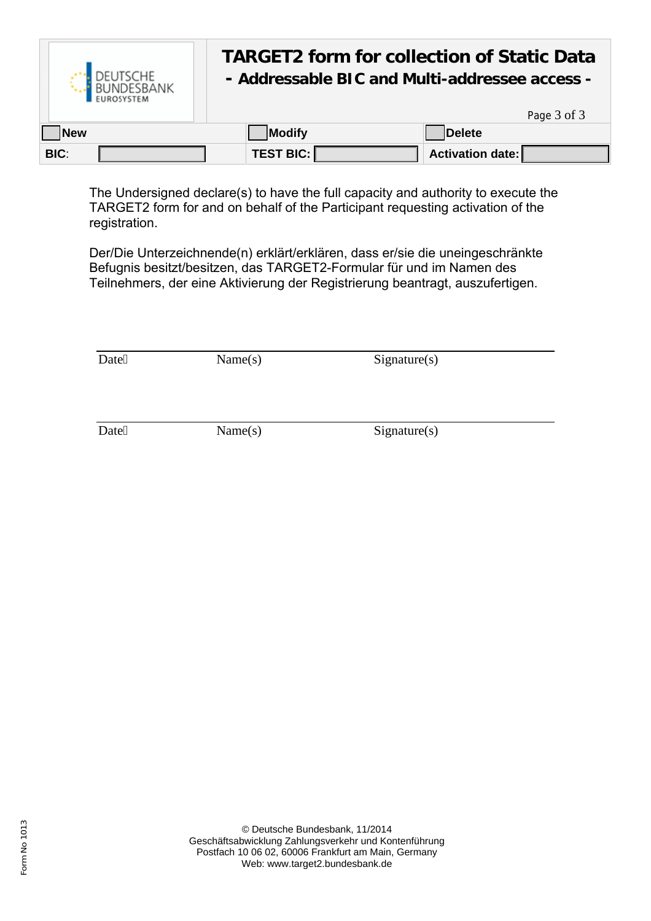# TARGET2 form for collection of Static Data

## - Addressable BIC and Multi-addressee access -

| | | |
|---|---|---|
| ☐ **New** | ☐ **Modify** | ☐ **Delete** |
| **BIC**: | **TEST BIC:** | **Activation date:** |

The Undersigned declare(s) to have the full capacity and authority to execute the TARGET2 form for and on behalf of the Participant requesting activation of the registration.

Der/Die Unterzeichnende(n) erklärt/erklären, dass er/sie die uneingeschränkte Befugnis besitzt/besitzen, das TARGET2-Formular für und im Namen des Teilnehmers, der eine Aktivierung der Registrierung beantragt, auszufertigen.

| Date | Name(s) | Signature(s) |
|---|---|---|

| Date | Name(s) | Signature(s) |
|---|---|---|

© Deutsche Bundesbank, 11/2014
Geschäftsabwicklung Zahlungsverkehr und Kontenführung
Postfach 10 06 02, 60006 Frankfurt am Main, Germany
Web: www.target2.bundesbank.de

Form No 1013